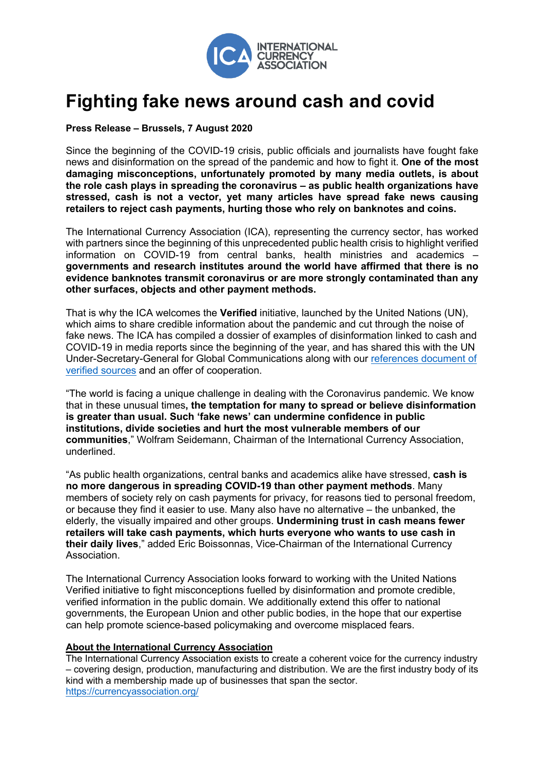# Fighting fake news around cash and covid

**Press Release – Brussels, 7 August 2020**

Since the beginning of the COVID-19 crisis, public officials and journalists have fought fake news and disinformation on the spread of the pandemic and how to fight it. **One of the most damaging misconceptions, unfortunately promoted by many media outlets, is about the role cash plays in spreading the coronavirus – as public health organizations have stressed, cash is not a vector, yet many articles have spread fake news causing retailers to reject cash payments, hurting those who rely on banknotes and coins.**

The International Currency Association (ICA), representing the currency sector, has worked with partners since the beginning of this unprecedented public health crisis to highlight verified information on COVID-19 from central banks, health ministries and academics – **governments and research institutes around the world have affirmed that there is no evidence banknotes transmit coronavirus or are more strongly contaminated than any other surfaces, objects and other payment methods.**

That is why the ICA welcomes the **Verified** initiative, launched by the United Nations (UN), which aims to share credible information about the pandemic and cut through the noise of fake news. The ICA has compiled a dossier of examples of disinformation linked to cash and COVID-19 in media reports since the beginning of the year, and has shared this with the UN Under-Secretary-General for Global Communications along with our references document of verified sources and an offer of cooperation.

"The world is facing a unique challenge in dealing with the Coronavirus pandemic. We know that in these unusual times**, the temptation for many to spread or believe disinformation is greater than usual. Such 'fake news' can undermine confidence in public institutions, divide societies and hurt the most vulnerable members of our communities**," Wolfram Seidemann, Chairman of the International Currency Association, underlined.

"As public health organizations, central banks and academics alike have stressed, **cash is no more dangerous in spreading COVID-19 than other payment methods**. Many members of society rely on cash payments for privacy, for reasons tied to personal freedom, or because they find it easier to use. Many also have no alternative – the unbanked, the elderly, the visually impaired and other groups. **Undermining trust in cash means fewer retailers will take cash payments, which hurts everyone who wants to use cash in their daily lives**," added Eric Boissonnas, Vice-Chairman of the International Currency Association.

The International Currency Association looks forward to working with the United Nations Verified initiative to fight misconceptions fuelled by disinformation and promote credible, verified information in the public domain. We additionally extend this offer to national governments, the European Union and other public bodies, in the hope that our expertise can help promote science-based policymaking and overcome misplaced fears.

**About the International Currency Association**

The International Currency Association exists to create a coherent voice for the currency industry – covering design, production, manufacturing and distribution. We are the first industry body of its kind with a membership made up of businesses that span the sector.
https://currencyassociation.org/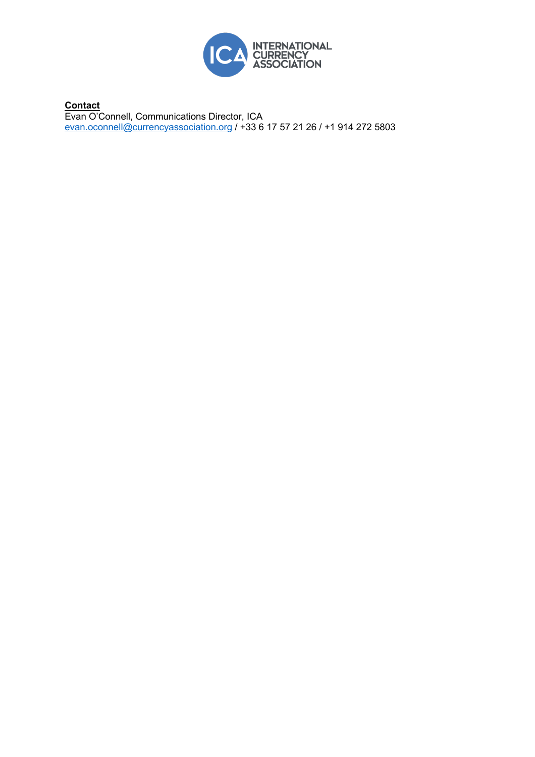**Contact**
Evan O'Connell, Communications Director, ICA
evan.oconnell@currencyassociation.org / +33 6 17 57 21 26 / +1 914 272 5803